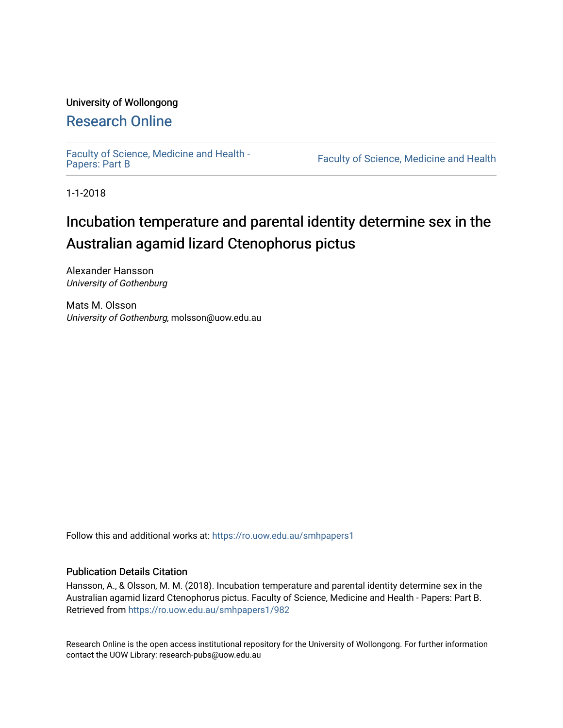University of Wollongong

# Research Online

Faculty of Science, Medicine and Health - Papers: Part B

Faculty of Science, Medicine and Health

1-1-2018

# Incubation temperature and parental identity determine sex in the Australian agamid lizard Ctenophorus pictus

Alexander Hansson
*University of Gothenburg*

Mats M. Olsson
*University of Gothenburg*, molsson@uow.edu.au

Follow this and additional works at: https://ro.uow.edu.au/smhpapers1

## Publication Details Citation

Hansson, A., & Olsson, M. M. (2018). Incubation temperature and parental identity determine sex in the Australian agamid lizard Ctenophorus pictus. Faculty of Science, Medicine and Health - Papers: Part B. Retrieved from https://ro.uow.edu.au/smhpapers1/982

Research Online is the open access institutional repository for the University of Wollongong. For further information contact the UOW Library: research-pubs@uow.edu.au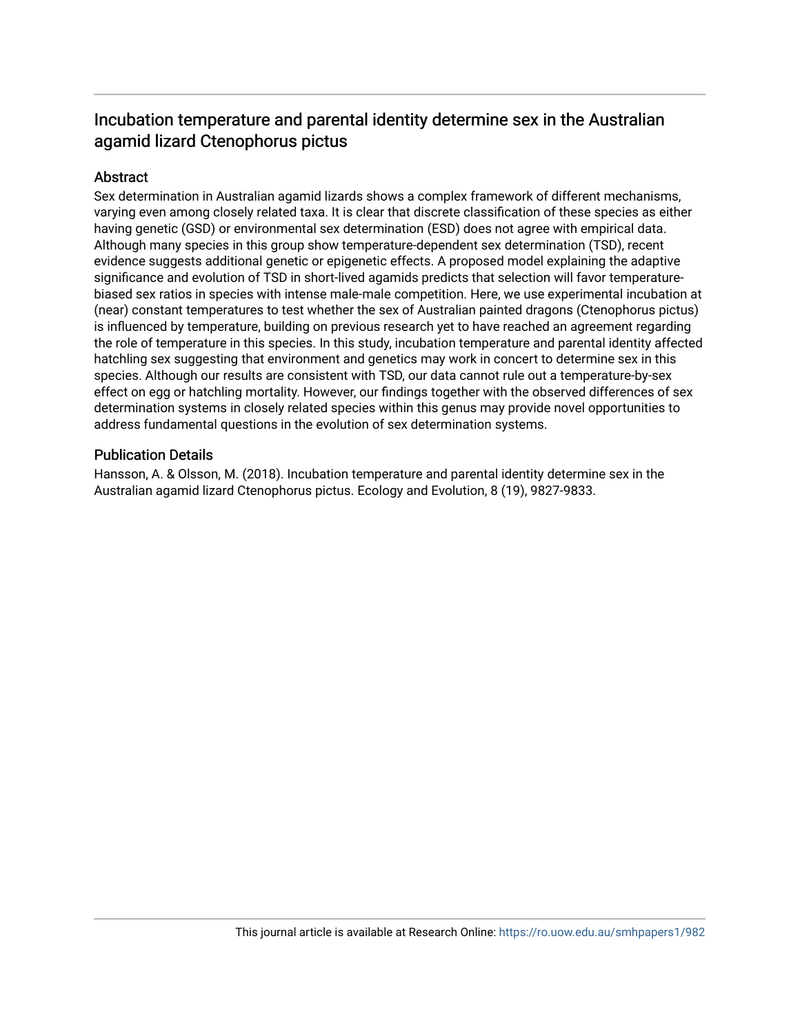# Incubation temperature and parental identity determine sex in the Australian agamid lizard Ctenophorus pictus

## Abstract

Sex determination in Australian agamid lizards shows a complex framework of different mechanisms, varying even among closely related taxa. It is clear that discrete classification of these species as either having genetic (GSD) or environmental sex determination (ESD) does not agree with empirical data. Although many species in this group show temperature-dependent sex determination (TSD), recent evidence suggests additional genetic or epigenetic effects. A proposed model explaining the adaptive significance and evolution of TSD in short-lived agamids predicts that selection will favor temperature-biased sex ratios in species with intense male-male competition. Here, we use experimental incubation at (near) constant temperatures to test whether the sex of Australian painted dragons (Ctenophorus pictus) is influenced by temperature, building on previous research yet to have reached an agreement regarding the role of temperature in this species. In this study, incubation temperature and parental identity affected hatchling sex suggesting that environment and genetics may work in concert to determine sex in this species. Although our results are consistent with TSD, our data cannot rule out a temperature-by-sex effect on egg or hatchling mortality. However, our findings together with the observed differences of sex determination systems in closely related species within this genus may provide novel opportunities to address fundamental questions in the evolution of sex determination systems.

## Publication Details

Hansson, A. & Olsson, M. (2018). Incubation temperature and parental identity determine sex in the Australian agamid lizard Ctenophorus pictus. Ecology and Evolution, 8 (19), 9827-9833.

This journal article is available at Research Online: https://ro.uow.edu.au/smhpapers1/982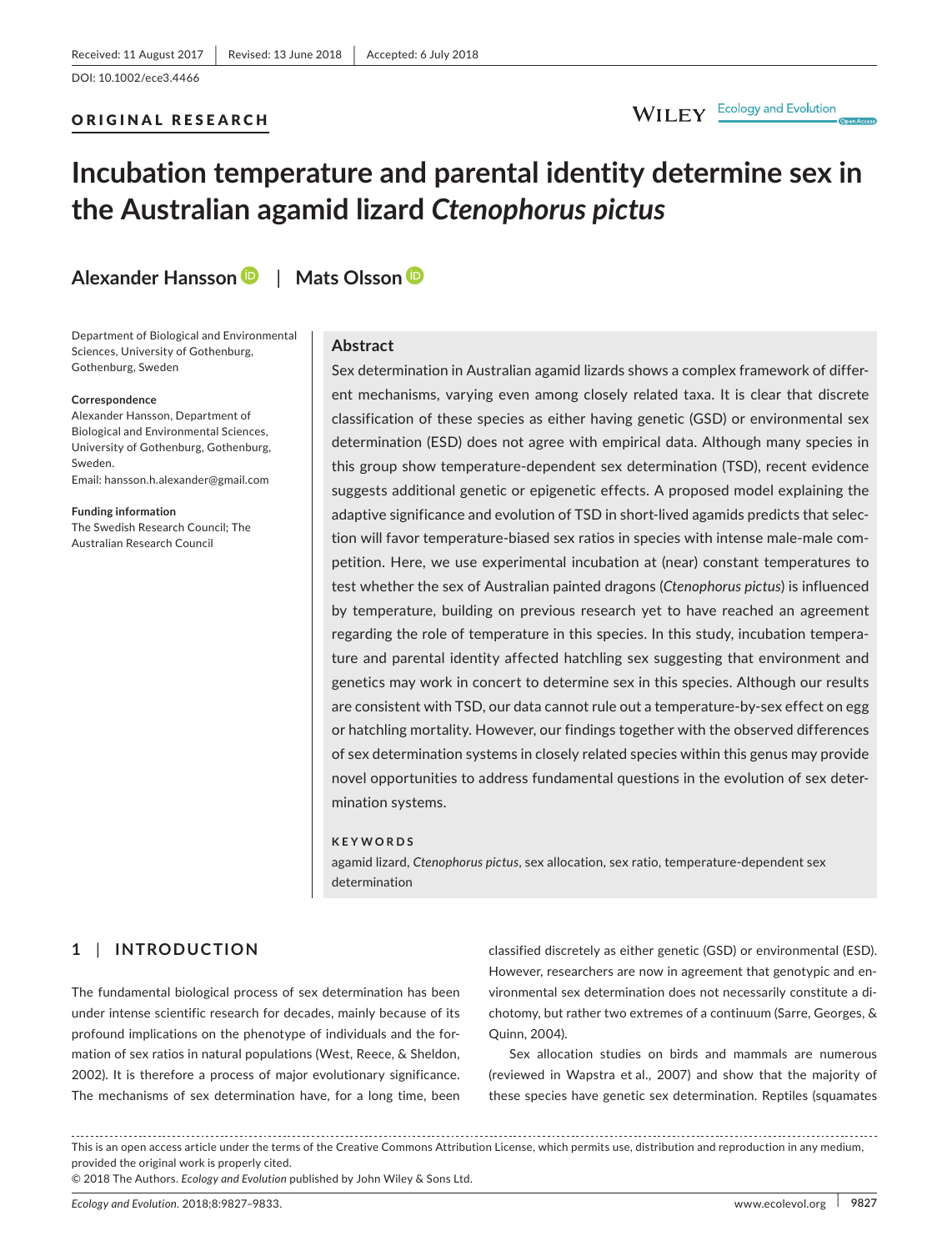Received: 11 August 2017 | Revised: 13 June 2018 | Accepted: 6 July 2018

DOI: 10.1002/ece3.4466

ORIGINAL RESEARCH

# Incubation temperature and parental identity determine sex in the Australian agamid lizard *Ctenophorus pictus*

**Alexander Hansson** | **Mats Olsson**

Department of Biological and Environmental Sciences, University of Gothenburg, Gothenburg, Sweden

**Correspondence**
Alexander Hansson, Department of Biological and Environmental Sciences, University of Gothenburg, Gothenburg, Sweden.
Email: hansson.h.alexander@gmail.com

**Funding information**
The Swedish Research Council; The Australian Research Council

## Abstract

Sex determination in Australian agamid lizards shows a complex framework of different mechanisms, varying even among closely related taxa. It is clear that discrete classification of these species as either having genetic (GSD) or environmental sex determination (ESD) does not agree with empirical data. Although many species in this group show temperature-dependent sex determination (TSD), recent evidence suggests additional genetic or epigenetic effects. A proposed model explaining the adaptive significance and evolution of TSD in short-lived agamids predicts that selection will favor temperature-biased sex ratios in species with intense male-male competition. Here, we use experimental incubation at (near) constant temperatures to test whether the sex of Australian painted dragons (*Ctenophorus pictus*) is influenced by temperature, building on previous research yet to have reached an agreement regarding the role of temperature in this species. In this study, incubation temperature and parental identity affected hatchling sex suggesting that environment and genetics may work in concert to determine sex in this species. Although our results are consistent with TSD, our data cannot rule out a temperature-by-sex effect on egg or hatchling mortality. However, our findings together with the observed differences of sex determination systems in closely related species within this genus may provide novel opportunities to address fundamental questions in the evolution of sex determination systems.

**KEYWORDS**
agamid lizard, *Ctenophorus pictus*, sex allocation, sex ratio, temperature-dependent sex determination

## 1 | INTRODUCTION

The fundamental biological process of sex determination has been under intense scientific research for decades, mainly because of its profound implications on the phenotype of individuals and the formation of sex ratios in natural populations (West, Reece, & Sheldon, 2002). It is therefore a process of major evolutionary significance. The mechanisms of sex determination have, for a long time, been classified discretely as either genetic (GSD) or environmental (ESD). However, researchers are now in agreement that genotypic and environmental sex determination does not necessarily constitute a dichotomy, but rather two extremes of a continuum (Sarre, Georges, & Quinn, 2004).

Sex allocation studies on birds and mammals are numerous (reviewed in Wapstra et al., 2007) and show that the majority of these species have genetic sex determination. Reptiles (squamates

This is an open access article under the terms of the Creative Commons Attribution License, which permits use, distribution and reproduction in any medium, provided the original work is properly cited.
© 2018 The Authors. *Ecology and Evolution* published by John Wiley & Sons Ltd.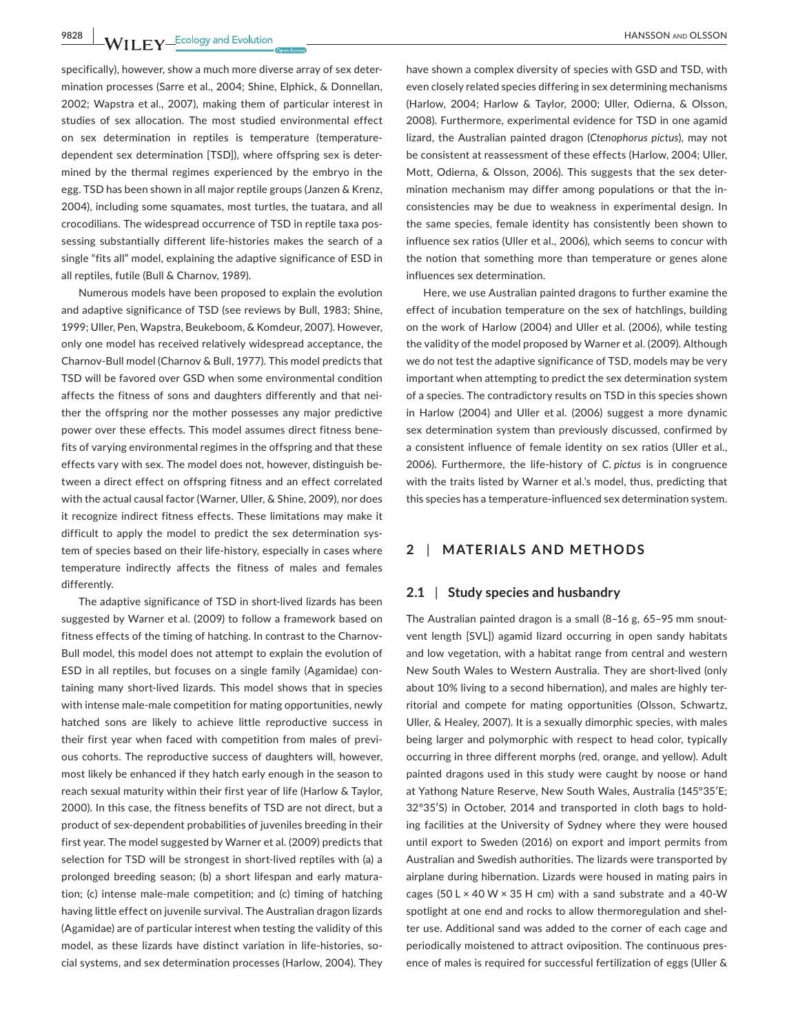specifically), however, show a much more diverse array of sex determination processes (Sarre et al., 2004; Shine, Elphick, & Donnellan, 2002; Wapstra et al., 2007), making them of particular interest in studies of sex allocation. The most studied environmental effect on sex determination in reptiles is temperature (temperature-dependent sex determination [TSD]), where offspring sex is determined by the thermal regimes experienced by the embryo in the egg. TSD has been shown in all major reptile groups (Janzen & Krenz, 2004), including some squamates, most turtles, the tuatara, and all crocodilians. The widespread occurrence of TSD in reptile taxa possessing substantially different life-histories makes the search of a single "fits all" model, explaining the adaptive significance of ESD in all reptiles, futile (Bull & Charnov, 1989).

Numerous models have been proposed to explain the evolution and adaptive significance of TSD (see reviews by Bull, 1983; Shine, 1999; Uller, Pen, Wapstra, Beukeboom, & Komdeur, 2007). However, only one model has received relatively widespread acceptance, the Charnov-Bull model (Charnov & Bull, 1977). This model predicts that TSD will be favored over GSD when some environmental condition affects the fitness of sons and daughters differently and that neither the offspring nor the mother possesses any major predictive power over these effects. This model assumes direct fitness benefits of varying environmental regimes in the offspring and that these effects vary with sex. The model does not, however, distinguish between a direct effect on offspring fitness and an effect correlated with the actual causal factor (Warner, Uller, & Shine, 2009), nor does it recognize indirect fitness effects. These limitations may make it difficult to apply the model to predict the sex determination system of species based on their life-history, especially in cases where temperature indirectly affects the fitness of males and females differently.

The adaptive significance of TSD in short-lived lizards has been suggested by Warner et al. (2009) to follow a framework based on fitness effects of the timing of hatching. In contrast to the Charnov-Bull model, this model does not attempt to explain the evolution of ESD in all reptiles, but focuses on a single family (Agamidae) containing many short-lived lizards. This model shows that in species with intense male-male competition for mating opportunities, newly hatched sons are likely to achieve little reproductive success in their first year when faced with competition from males of previous cohorts. The reproductive success of daughters will, however, most likely be enhanced if they hatch early enough in the season to reach sexual maturity within their first year of life (Harlow & Taylor, 2000). In this case, the fitness benefits of TSD are not direct, but a product of sex-dependent probabilities of juveniles breeding in their first year. The model suggested by Warner et al. (2009) predicts that selection for TSD will be strongest in short-lived reptiles with (a) a prolonged breeding season; (b) a short lifespan and early maturation; (c) intense male-male competition; and (c) timing of hatching having little effect on juvenile survival. The Australian dragon lizards (Agamidae) are of particular interest when testing the validity of this model, as these lizards have distinct variation in life-histories, social systems, and sex determination processes (Harlow, 2004). They have shown a complex diversity of species with GSD and TSD, with even closely related species differing in sex determining mechanisms (Harlow, 2004; Harlow & Taylor, 2000; Uller, Odierna, & Olsson, 2008). Furthermore, experimental evidence for TSD in one agamid lizard, the Australian painted dragon (*Ctenophorus pictus*), may not be consistent at reassessment of these effects (Harlow, 2004; Uller, Mott, Odierna, & Olsson, 2006). This suggests that the sex determination mechanism may differ among populations or that the inconsistencies may be due to weakness in experimental design. In the same species, female identity has consistently been shown to influence sex ratios (Uller et al., 2006), which seems to concur with the notion that something more than temperature or genes alone influences sex determination.

Here, we use Australian painted dragons to further examine the effect of incubation temperature on the sex of hatchlings, building on the work of Harlow (2004) and Uller et al. (2006), while testing the validity of the model proposed by Warner et al. (2009). Although we do not test the adaptive significance of TSD, models may be very important when attempting to predict the sex determination system of a species. The contradictory results on TSD in this species shown in Harlow (2004) and Uller et al. (2006) suggest a more dynamic sex determination system than previously discussed, confirmed by a consistent influence of female identity on sex ratios (Uller et al., 2006). Furthermore, the life-history of *C. pictus* is in congruence with the traits listed by Warner et al.'s model, thus, predicting that this species has a temperature-influenced sex determination system.

## 2 | MATERIALS AND METHODS

### 2.1 | Study species and husbandry

The Australian painted dragon is a small (8–16 g, 65–95 mm snout-vent length [SVL]) agamid lizard occurring in open sandy habitats and low vegetation, with a habitat range from central and western New South Wales to Western Australia. They are short-lived (only about 10% living to a second hibernation), and males are highly territorial and compete for mating opportunities (Olsson, Schwartz, Uller, & Healey, 2007). It is a sexually dimorphic species, with males being larger and polymorphic with respect to head color, typically occurring in three different morphs (red, orange, and yellow). Adult painted dragons used in this study were caught by noose or hand at Yathong Nature Reserve, New South Wales, Australia (145°35′E; 32°35′S) in October, 2014 and transported in cloth bags to holding facilities at the University of Sydney where they were housed until export to Sweden (2016) on export and import permits from Australian and Swedish authorities. The lizards were transported by airplane during hibernation. Lizards were housed in mating pairs in cages (50 L × 40 W × 35 H cm) with a sand substrate and a 40-W spotlight at one end and rocks to allow thermoregulation and shelter use. Additional sand was added to the corner of each cage and periodically moistened to attract oviposition. The continuous presence of males is required for successful fertilization of eggs (Uller &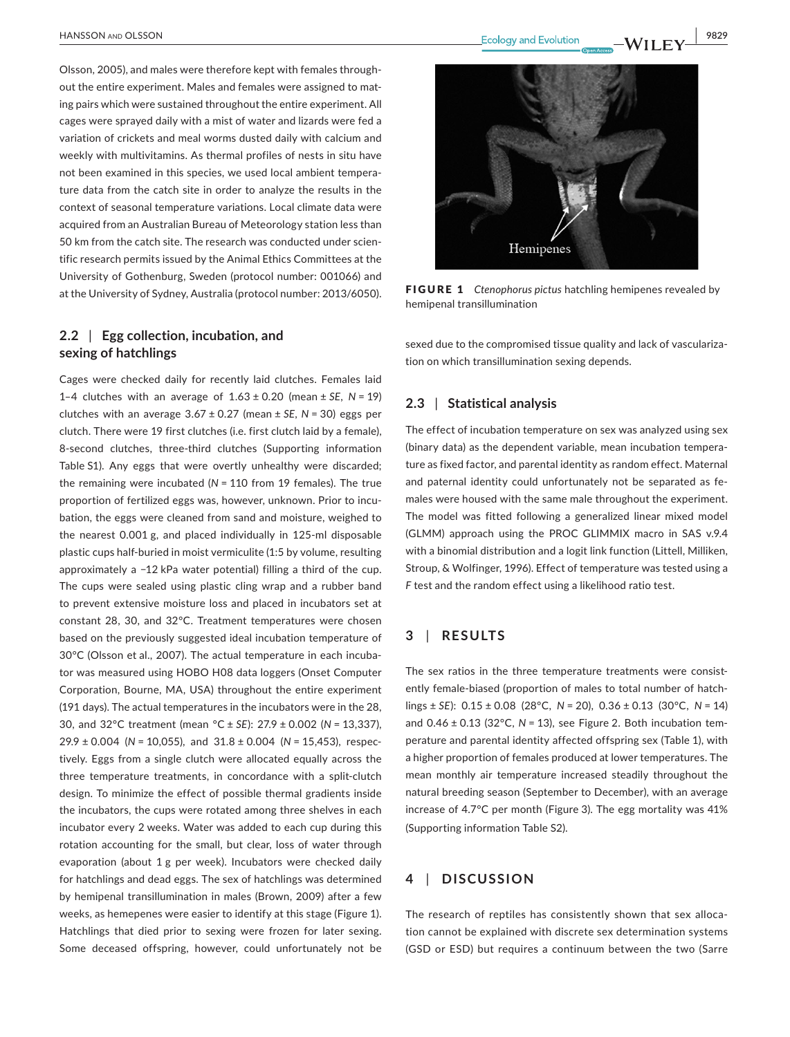Olsson, 2005), and males were therefore kept with females throughout the entire experiment. Males and females were assigned to mating pairs which were sustained throughout the entire experiment. All cages were sprayed daily with a mist of water and lizards were fed a variation of crickets and meal worms dusted daily with calcium and weekly with multivitamins. As thermal profiles of nests in situ have not been examined in this species, we used local ambient temperature data from the catch site in order to analyze the results in the context of seasonal temperature variations. Local climate data were acquired from an Australian Bureau of Meteorology station less than 50 km from the catch site. The research was conducted under scientific research permits issued by the Animal Ethics Committees at the University of Gothenburg, Sweden (protocol number: 001066) and at the University of Sydney, Australia (protocol number: 2013/6050).

## 2.2 | Egg collection, incubation, and sexing of hatchlings

Cages were checked daily for recently laid clutches. Females laid 1–4 clutches with an average of 1.63 ± 0.20 (mean ± *SE*, *N* = 19) clutches with an average 3.67 ± 0.27 (mean ± *SE*, *N* = 30) eggs per clutch. There were 19 first clutches (i.e. first clutch laid by a female), 8-second clutches, three-third clutches (Supporting information Table S1). Any eggs that were overtly unhealthy were discarded; the remaining were incubated (*N* = 110 from 19 females). The true proportion of fertilized eggs was, however, unknown. Prior to incubation, the eggs were cleaned from sand and moisture, weighed to the nearest 0.001 g, and placed individually in 125-ml disposable plastic cups half-buried in moist vermiculite (1:5 by volume, resulting approximately a −12 kPa water potential) filling a third of the cup. The cups were sealed using plastic cling wrap and a rubber band to prevent extensive moisture loss and placed in incubators set at constant 28, 30, and 32°C. Treatment temperatures were chosen based on the previously suggested ideal incubation temperature of 30°C (Olsson et al., 2007). The actual temperature in each incubator was measured using HOBO H08 data loggers (Onset Computer Corporation, Bourne, MA, USA) throughout the entire experiment (191 days). The actual temperatures in the incubators were in the 28, 30, and 32°C treatment (mean °C ± *SE*): 27.9 ± 0.002 (*N* = 13,337), 29.9 ± 0.004 (*N* = 10,055), and 31.8 ± 0.004 (*N* = 15,453), respectively. Eggs from a single clutch were allocated equally across the three temperature treatments, in concordance with a split-clutch design. To minimize the effect of possible thermal gradients inside the incubators, the cups were rotated among three shelves in each incubator every 2 weeks. Water was added to each cup during this rotation accounting for the small, but clear, loss of water through evaporation (about 1 g per week). Incubators were checked daily for hatchlings and dead eggs. The sex of hatchlings was determined by hemipenal transillumination in males (Brown, 2009) after a few weeks, as hemepenes were easier to identify at this stage (Figure 1). Hatchlings that died prior to sexing were frozen for later sexing. Some deceased offspring, however, could unfortunately not be sexed due to the compromised tissue quality and lack of vascularization on which transillumination sexing depends.

**FIGURE 1** *Ctenophorus pictus* hatchling hemipenes revealed by hemipenal transillumination

## 2.3 | Statistical analysis

The effect of incubation temperature on sex was analyzed using sex (binary data) as the dependent variable, mean incubation temperature as fixed factor, and parental identity as random effect. Maternal and paternal identity could unfortunately not be separated as females were housed with the same male throughout the experiment. The model was fitted following a generalized linear mixed model (GLMM) approach using the PROC GLIMMIX macro in SAS v.9.4 with a binomial distribution and a logit link function (Littell, Milliken, Stroup, & Wolfinger, 1996). Effect of temperature was tested using a *F* test and the random effect using a likelihood ratio test.

# 3 | RESULTS

The sex ratios in the three temperature treatments were consistently female-biased (proportion of males to total number of hatchlings ± *SE*): 0.15 ± 0.08 (28°C, *N* = 20), 0.36 ± 0.13 (30°C, *N* = 14) and 0.46 ± 0.13 (32°C, *N* = 13), see Figure 2. Both incubation temperature and parental identity affected offspring sex (Table 1), with a higher proportion of females produced at lower temperatures. The mean monthly air temperature increased steadily throughout the natural breeding season (September to December), with an average increase of 4.7°C per month (Figure 3). The egg mortality was 41% (Supporting information Table S2).

# 4 | DISCUSSION

The research of reptiles has consistently shown that sex allocation cannot be explained with discrete sex determination systems (GSD or ESD) but requires a continuum between the two (Sarre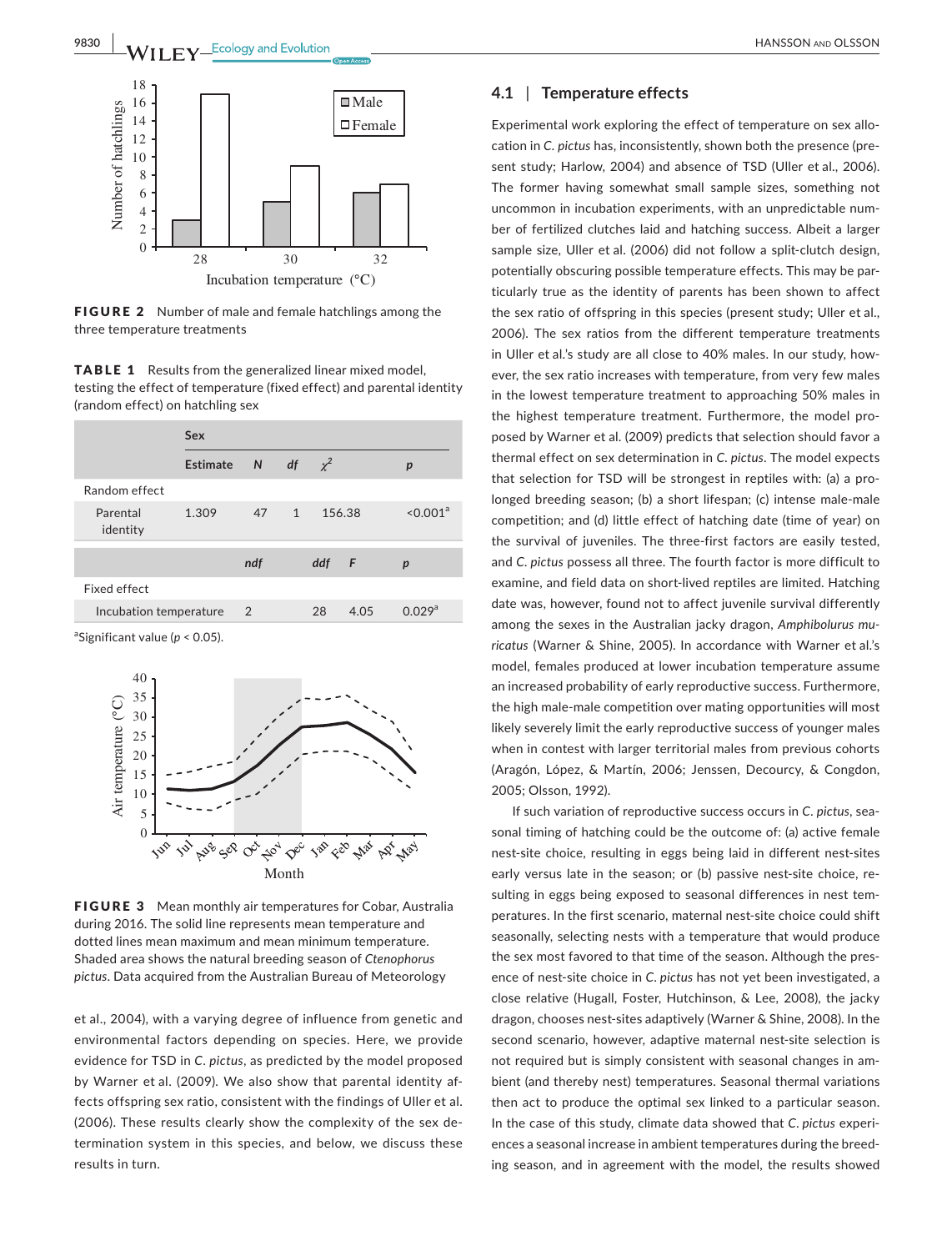FIGURE 2 Number of male and female hatchlings among the three temperature treatments

TABLE 1 Results from the generalized linear mixed model, testing the effect of temperature (fixed effect) and parental identity (random effect) on hatchling sex

| | Sex | | | | |
|---|---|---|---|---|---|
| | Estimate | *N* | *df* | $\chi^2$ | *p* |
| Random effect | | | | | |
| Parental identity | 1.309 | 47 | 1 | 156.38 | <0.001[a] |
| | | *ndf* | *ddf* | *F* | *p* |
| Fixed effect | | | | | |
| Incubation temperature | | 2 | 28 | 4.05 | 0.029[a] |

[a]Significant value ($p$ < 0.05).

FIGURE 3 Mean monthly air temperatures for Cobar, Australia during 2016. The solid line represents mean temperature and dotted lines mean maximum and mean minimum temperature. Shaded area shows the natural breeding season of *Ctenophorus pictus*. Data acquired from the Australian Bureau of Meteorology

et al., 2004), with a varying degree of influence from genetic and environmental factors depending on species. Here, we provide evidence for TSD in *C. pictus*, as predicted by the model proposed by Warner et al. (2009). We also show that parental identity affects offspring sex ratio, consistent with the findings of Uller et al. (2006). These results clearly show the complexity of the sex determination system in this species, and below, we discuss these results in turn.

### 4.1 | Temperature effects

Experimental work exploring the effect of temperature on sex allocation in *C. pictus* has, inconsistently, shown both the presence (present study; Harlow, 2004) and absence of TSD (Uller et al., 2006). The former having somewhat small sample sizes, something not uncommon in incubation experiments, with an unpredictable number of fertilized clutches laid and hatching success. Albeit a larger sample size, Uller et al. (2006) did not follow a split-clutch design, potentially obscuring possible temperature effects. This may be particularly true as the identity of parents has been shown to affect the sex ratio of offspring in this species (present study; Uller et al., 2006). The sex ratios from the different temperature treatments in Uller et al.'s study are all close to 40% males. In our study, however, the sex ratio increases with temperature, from very few males in the lowest temperature treatment to approaching 50% males in the highest temperature treatment. Furthermore, the model proposed by Warner et al. (2009) predicts that selection should favor a thermal effect on sex determination in *C. pictus*. The model expects that selection for TSD will be strongest in reptiles with: (a) a prolonged breeding season; (b) a short lifespan; (c) intense male-male competition; and (d) little effect of hatching date (time of year) on the survival of juveniles. The three-first factors are easily tested, and *C. pictus* possess all three. The fourth factor is more difficult to examine, and field data on short-lived reptiles are limited. Hatching date was, however, found not to affect juvenile survival differently among the sexes in the Australian jacky dragon, *Amphibolurus muricatus* (Warner & Shine, 2005). In accordance with Warner et al.'s model, females produced at lower incubation temperature assume an increased probability of early reproductive success. Furthermore, the high male-male competition over mating opportunities will most likely severely limit the early reproductive success of younger males when in contest with larger territorial males from previous cohorts (Aragón, López, & Martín, 2006; Jenssen, Decourcy, & Congdon, 2005; Olsson, 1992).

If such variation of reproductive success occurs in *C. pictus*, seasonal timing of hatching could be the outcome of: (a) active female nest-site choice, resulting in eggs being laid in different nest-sites early versus late in the season; or (b) passive nest-site choice, resulting in eggs being exposed to seasonal differences in nest temperatures. In the first scenario, maternal nest-site choice could shift seasonally, selecting nests with a temperature that would produce the sex most favored to that time of the season. Although the presence of nest-site choice in *C. pictus* has not yet been investigated, a close relative (Hugall, Foster, Hutchinson, & Lee, 2008), the jacky dragon, chooses nest-sites adaptively (Warner & Shine, 2008). In the second scenario, however, adaptive maternal nest-site selection is not required but is simply consistent with seasonal changes in ambient (and thereby nest) temperatures. Seasonal thermal variations then act to produce the optimal sex linked to a particular season. In the case of this study, climate data showed that *C. pictus* experiences a seasonal increase in ambient temperatures during the breeding season, and in agreement with the model, the results showed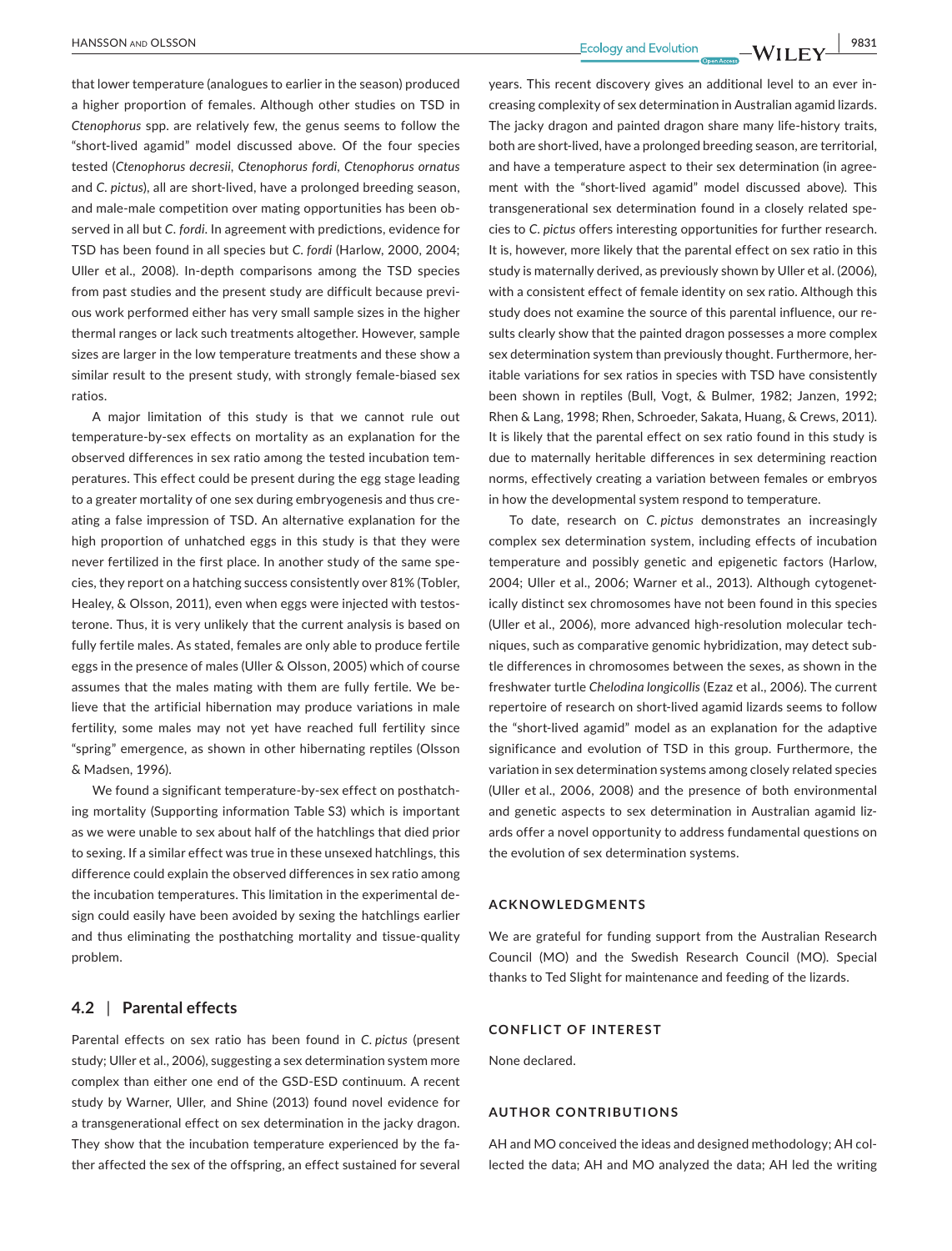that lower temperature (analogues to earlier in the season) produced a higher proportion of females. Although other studies on TSD in *Ctenophorus* spp. are relatively few, the genus seems to follow the "short-lived agamid" model discussed above. Of the four species tested (*Ctenophorus decresii*, *Ctenophorus fordi*, *Ctenophorus ornatus* and *C. pictus*), all are short-lived, have a prolonged breeding season, and male-male competition over mating opportunities has been observed in all but *C. fordi*. In agreement with predictions, evidence for TSD has been found in all species but *C. fordi* (Harlow, 2000, 2004; Uller et al., 2008). In-depth comparisons among the TSD species from past studies and the present study are difficult because previous work performed either has very small sample sizes in the higher thermal ranges or lack such treatments altogether. However, sample sizes are larger in the low temperature treatments and these show a similar result to the present study, with strongly female-biased sex ratios.

A major limitation of this study is that we cannot rule out temperature-by-sex effects on mortality as an explanation for the observed differences in sex ratio among the tested incubation temperatures. This effect could be present during the egg stage leading to a greater mortality of one sex during embryogenesis and thus creating a false impression of TSD. An alternative explanation for the high proportion of unhatched eggs in this study is that they were never fertilized in the first place. In another study of the same species, they report on a hatching success consistently over 81% (Tobler, Healey, & Olsson, 2011), even when eggs were injected with testosterone. Thus, it is very unlikely that the current analysis is based on fully fertile males. As stated, females are only able to produce fertile eggs in the presence of males (Uller & Olsson, 2005) which of course assumes that the males mating with them are fully fertile. We believe that the artificial hibernation may produce variations in male fertility, some males may not yet have reached full fertility since "spring" emergence, as shown in other hibernating reptiles (Olsson & Madsen, 1996).

We found a significant temperature-by-sex effect on posthatching mortality (Supporting information Table S3) which is important as we were unable to sex about half of the hatchlings that died prior to sexing. If a similar effect was true in these unsexed hatchlings, this difference could explain the observed differences in sex ratio among the incubation temperatures. This limitation in the experimental design could easily have been avoided by sexing the hatchlings earlier and thus eliminating the posthatching mortality and tissue-quality problem.

### 4.2 | Parental effects

Parental effects on sex ratio has been found in *C. pictus* (present study; Uller et al., 2006), suggesting a sex determination system more complex than either one end of the GSD-ESD continuum. A recent study by Warner, Uller, and Shine (2013) found novel evidence for a transgenerational effect on sex determination in the jacky dragon. They show that the incubation temperature experienced by the father affected the sex of the offspring, an effect sustained for several years. This recent discovery gives an additional level to an ever increasing complexity of sex determination in Australian agamid lizards. The jacky dragon and painted dragon share many life-history traits, both are short-lived, have a prolonged breeding season, are territorial, and have a temperature aspect to their sex determination (in agreement with the "short-lived agamid" model discussed above). This transgenerational sex determination found in a closely related species to *C. pictus* offers interesting opportunities for further research. It is, however, more likely that the parental effect on sex ratio in this study is maternally derived, as previously shown by Uller et al. (2006), with a consistent effect of female identity on sex ratio. Although this study does not examine the source of this parental influence, our results clearly show that the painted dragon possesses a more complex sex determination system than previously thought. Furthermore, heritable variations for sex ratios in species with TSD have consistently been shown in reptiles (Bull, Vogt, & Bulmer, 1982; Janzen, 1992; Rhen & Lang, 1998; Rhen, Schroeder, Sakata, Huang, & Crews, 2011). It is likely that the parental effect on sex ratio found in this study is due to maternally heritable differences in sex determining reaction norms, effectively creating a variation between females or embryos in how the developmental system respond to temperature.

To date, research on *C. pictus* demonstrates an increasingly complex sex determination system, including effects of incubation temperature and possibly genetic and epigenetic factors (Harlow, 2004; Uller et al., 2006; Warner et al., 2013). Although cytogenetically distinct sex chromosomes have not been found in this species (Uller et al., 2006), more advanced high-resolution molecular techniques, such as comparative genomic hybridization, may detect subtle differences in chromosomes between the sexes, as shown in the freshwater turtle *Chelodina longicollis* (Ezaz et al., 2006). The current repertoire of research on short-lived agamid lizards seems to follow the "short-lived agamid" model as an explanation for the adaptive significance and evolution of TSD in this group. Furthermore, the variation in sex determination systems among closely related species (Uller et al., 2006, 2008) and the presence of both environmental and genetic aspects to sex determination in Australian agamid lizards offer a novel opportunity to address fundamental questions on the evolution of sex determination systems.

## ACKNOWLEDGMENTS

We are grateful for funding support from the Australian Research Council (MO) and the Swedish Research Council (MO). Special thanks to Ted Slight for maintenance and feeding of the lizards.

## CONFLICT OF INTEREST

None declared.

## AUTHOR CONTRIBUTIONS

AH and MO conceived the ideas and designed methodology; AH collected the data; AH and MO analyzed the data; AH led the writing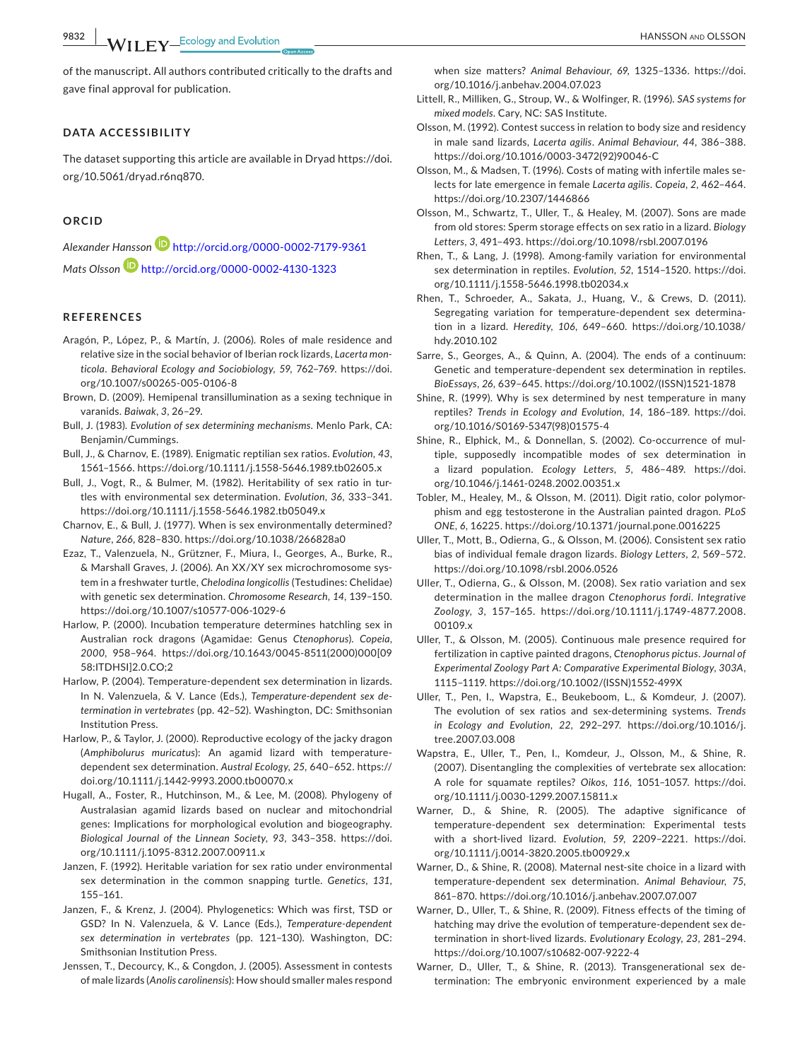of the manuscript. All authors contributed critically to the drafts and gave final approval for publication.

## DATA ACCESSIBILITY

The dataset supporting this article are available in Dryad https://doi.org/10.5061/dryad.r6nq870.

## ORCID

*Alexander Hansson* http://orcid.org/0000-0002-7179-9361

*Mats Olsson* http://orcid.org/0000-0002-4130-1323

## REFERENCES

Aragón, P., López, P., & Martín, J. (2006). Roles of male residence and relative size in the social behavior of Iberian rock lizards, *Lacerta monticola*. *Behavioral Ecology and Sociobiology*, *59*, 762–769. https://doi.org/10.1007/s00265-005-0106-8

Brown, D. (2009). Hemipenal transillumination as a sexing technique in varanids. *Baiwak*, *3*, 26–29.

Bull, J. (1983). *Evolution of sex determining mechanisms*. Menlo Park, CA: Benjamin/Cummings.

Bull, J., & Charnov, E. (1989). Enigmatic reptilian sex ratios. *Evolution*, *43*, 1561–1566. https://doi.org/10.1111/j.1558-5646.1989.tb02605.x

Bull, J., Vogt, R., & Bulmer, M. (1982). Heritability of sex ratio in turtles with environmental sex determination. *Evolution*, *36*, 333–341. https://doi.org/10.1111/j.1558-5646.1982.tb05049.x

Charnov, E., & Bull, J. (1977). When is sex environmentally determined? *Nature*, *266*, 828–830. https://doi.org/10.1038/266828a0

Ezaz, T., Valenzuela, N., Grützner, F., Miura, I., Georges, A., Burke, R., & Marshall Graves, J. (2006). An XX/XY sex microchromosome system in a freshwater turtle, *Chelodina longicollis* (Testudines: Chelidae) with genetic sex determination. *Chromosome Research*, *14*, 139–150. https://doi.org/10.1007/s10577-006-1029-6

Harlow, P. (2000). Incubation temperature determines hatchling sex in Australian rock dragons (Agamidae: Genus *Ctenophorus*). *Copeia*, *2000*, 958–964. https://doi.org/10.1643/0045-8511(2000)000[0958:ITDHSI]2.0.CO;2

Harlow, P. (2004). Temperature-dependent sex determination in lizards. In N. Valenzuela, & V. Lance (Eds.), *Temperature-dependent sex determination in vertebrates* (pp. 42–52). Washington, DC: Smithsonian Institution Press.

Harlow, P., & Taylor, J. (2000). Reproductive ecology of the jacky dragon (*Amphibolurus muricatus*): An agamid lizard with temperature-dependent sex determination. *Austral Ecology*, *25*, 640–652. https://doi.org/10.1111/j.1442-9993.2000.tb00070.x

Hugall, A., Foster, R., Hutchinson, M., & Lee, M. (2008). Phylogeny of Australasian agamid lizards based on nuclear and mitochondrial genes: Implications for morphological evolution and biogeography. *Biological Journal of the Linnean Society*, *93*, 343–358. https://doi.org/10.1111/j.1095-8312.2007.00911.x

Janzen, F. (1992). Heritable variation for sex ratio under environmental sex determination in the common snapping turtle. *Genetics*, *131*, 155–161.

Janzen, F., & Krenz, J. (2004). Phylogenetics: Which was first, TSD or GSD? In N. Valenzuela, & V. Lance (Eds.), *Temperature-dependent sex determination in vertebrates* (pp. 121–130). Washington, DC: Smithsonian Institution Press.

Jenssen, T., Decourcy, K., & Congdon, J. (2005). Assessment in contests of male lizards (*Anolis carolinensis*): How should smaller males respond when size matters? *Animal Behaviour*, *69*, 1325–1336. https://doi.org/10.1016/j.anbehav.2004.07.023

Littell, R., Milliken, G., Stroup, W., & Wolfinger, R. (1996). *SAS systems for mixed models*. Cary, NC: SAS Institute.

Olsson, M. (1992). Contest success in relation to body size and residency in male sand lizards, *Lacerta agilis*. *Animal Behaviour*, *44*, 386–388. https://doi.org/10.1016/0003-3472(92)90046-C

Olsson, M., & Madsen, T. (1996). Costs of mating with infertile males selects for late emergence in female *Lacerta agilis*. *Copeia*, *2*, 462–464. https://doi.org/10.2307/1446866

Olsson, M., Schwartz, T., Uller, T., & Healey, M. (2007). Sons are made from old stores: Sperm storage effects on sex ratio in a lizard. *Biology Letters*, *3*, 491–493. https://doi.org/10.1098/rsbl.2007.0196

Rhen, T., & Lang, J. (1998). Among-family variation for environmental sex determination in reptiles. *Evolution*, *52*, 1514–1520. https://doi.org/10.1111/j.1558-5646.1998.tb02034.x

Rhen, T., Schroeder, A., Sakata, J., Huang, V., & Crews, D. (2011). Segregating variation for temperature-dependent sex determination in a lizard. *Heredity*, *106*, 649–660. https://doi.org/10.1038/hdy.2010.102

Sarre, S., Georges, A., & Quinn, A. (2004). The ends of a continuum: Genetic and temperature-dependent sex determination in reptiles. *BioEssays*, *26*, 639–645. https://doi.org/10.1002/(ISSN)1521-1878

Shine, R. (1999). Why is sex determined by nest temperature in many reptiles? *Trends in Ecology and Evolution*, *14*, 186–189. https://doi.org/10.1016/S0169-5347(98)01575-4

Shine, R., Elphick, M., & Donnellan, S. (2002). Co-occurrence of multiple, supposedly incompatible modes of sex determination in a lizard population. *Ecology Letters*, *5*, 486–489. https://doi.org/10.1046/j.1461-0248.2002.00351.x

Tobler, M., Healey, M., & Olsson, M. (2011). Digit ratio, color polymorphism and egg testosterone in the Australian painted dragon. *PLoS ONE*, *6*, 16225. https://doi.org/10.1371/journal.pone.0016225

Uller, T., Mott, B., Odierna, G., & Olsson, M. (2006). Consistent sex ratio bias of individual female dragon lizards. *Biology Letters*, *2*, 569–572. https://doi.org/10.1098/rsbl.2006.0526

Uller, T., Odierna, G., & Olsson, M. (2008). Sex ratio variation and sex determination in the mallee dragon *Ctenophorus fordi*. *Integrative Zoology*, *3*, 157–165. https://doi.org/10.1111/j.1749-4877.2008.00109.x

Uller, T., & Olsson, M. (2005). Continuous male presence required for fertilization in captive painted dragons, *Ctenophorus pictus*. *Journal of Experimental Zoology Part A: Comparative Experimental Biology*, *303A*, 1115–1119. https://doi.org/10.1002/(ISSN)1552-499X

Uller, T., Pen, I., Wapstra, E., Beukeboom, L., & Komdeur, J. (2007). The evolution of sex ratios and sex-determining systems. *Trends in Ecology and Evolution*, *22*, 292–297. https://doi.org/10.1016/j.tree.2007.03.008

Wapstra, E., Uller, T., Pen, I., Komdeur, J., Olsson, M., & Shine, R. (2007). Disentangling the complexities of vertebrate sex allocation: A role for squamate reptiles? *Oikos*, *116*, 1051–1057. https://doi.org/10.1111/j.0030-1299.2007.15811.x

Warner, D., & Shine, R. (2005). The adaptive significance of temperature-dependent sex determination: Experimental tests with a short-lived lizard. *Evolution*, *59*, 2209–2221. https://doi.org/10.1111/j.0014-3820.2005.tb00929.x

Warner, D., & Shine, R. (2008). Maternal nest-site choice in a lizard with temperature-dependent sex determination. *Animal Behaviour*, *75*, 861–870. https://doi.org/10.1016/j.anbehav.2007.07.007

Warner, D., Uller, T., & Shine, R. (2009). Fitness effects of the timing of hatching may drive the evolution of temperature-dependent sex determination in short-lived lizards. *Evolutionary Ecology*, *23*, 281–294. https://doi.org/10.1007/s10682-007-9222-4

Warner, D., Uller, T., & Shine, R. (2013). Transgenerational sex determination: The embryonic environment experienced by a male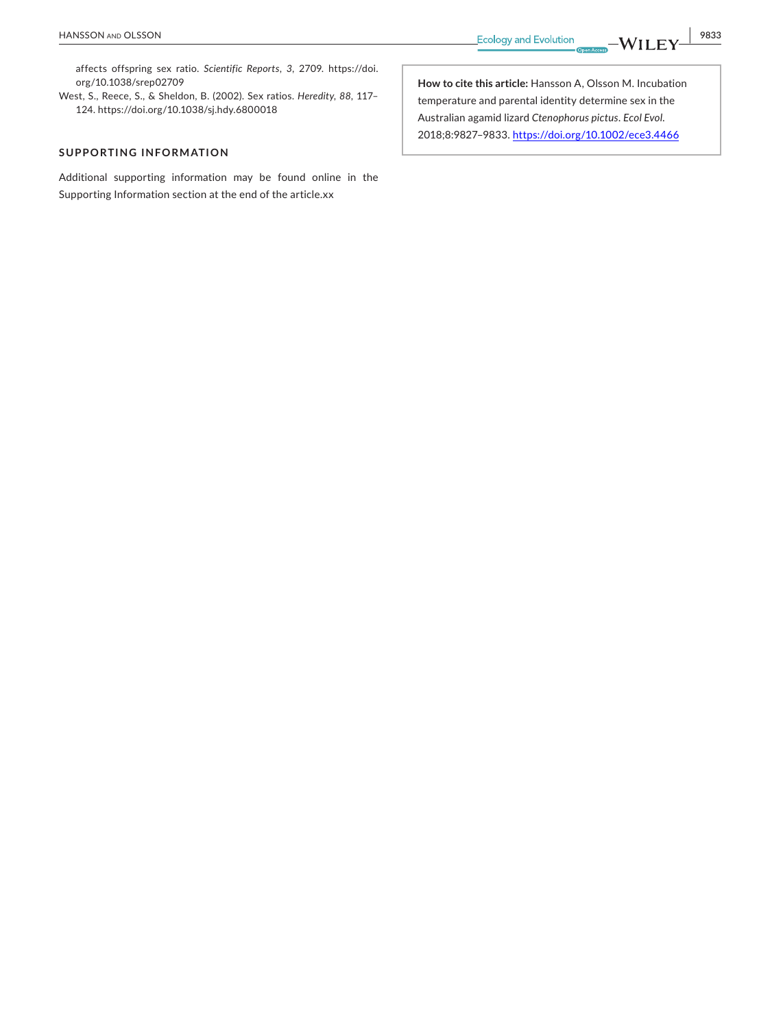affects offspring sex ratio. *Scientific Reports*, *3*, 2709. https://doi.org/10.1038/srep02709

West, S., Reece, S., & Sheldon, B. (2002). Sex ratios. *Heredity*, *88*, 117–124. https://doi.org/10.1038/sj.hdy.6800018

## SUPPORTING INFORMATION

Additional supporting information may be found online in the Supporting Information section at the end of the article.xx

**How to cite this article:** Hansson A, Olsson M. Incubation temperature and parental identity determine sex in the Australian agamid lizard *Ctenophorus pictus*. *Ecol Evol*. 2018;8:9827–9833. https://doi.org/10.1002/ece3.4466